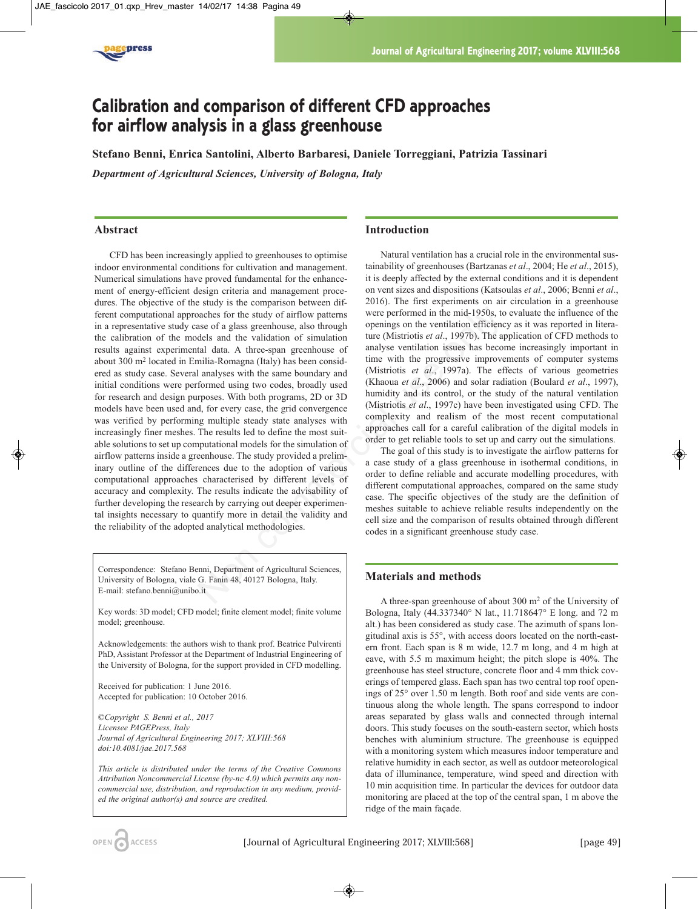# Calibration and comparison of different CFD approaches for airflow analysis in a glass greenhouse

**Stefano Benni, Enrica Santolini, Alberto Barbaresi, Daniele Torreggiani, Patrizia Tassinari**

*Department of Agricultural Sciences, University of Bologna, Italy*

## Abstract

CFD has been increasingly applied to greenhouses to optimise indoor environmental conditions for cultivation and management. Numerical simulations have proved fundamental for the enhancement of energy-efficient design criteria and management procedures. The objective of the study is the comparison between different computational approaches for the study of airflow patterns in a representative study case of a glass greenhouse, also through the calibration of the models and the validation of simulation results against experimental data. A three-span greenhouse of about 300 m$^2$ located in Emilia-Romagna (Italy) has been considered as study case. Several analyses with the same boundary and initial conditions were performed using two codes, broadly used for research and design purposes. With both programs, 2D or 3D models have been used and, for every case, the grid convergence was verified by performing multiple steady state analyses with increasingly finer meshes. The results led to define the most suitable solutions to set up computational models for the simulation of airflow patterns inside a greenhouse. The study provided a preliminary outline of the differences due to the adoption of various computational approaches characterised by different levels of accuracy and complexity. The results indicate the advisability of further developing the research by carrying out deeper experimental insights necessary to quantify more in detail the validity and the reliability of the adopted analytical methodologies.

Correspondence: Stefano Benni, Department of Agricultural Sciences, University of Bologna, viale G. Fanin 48, 40127 Bologna, Italy.
E-mail: stefano.benni@unibo.it

Key words: 3D model; CFD model; finite element model; finite volume model; greenhouse.

Acknowledgements: the authors wish to thank prof. Beatrice Pulvirenti PhD, Assistant Professor at the Department of Industrial Engineering of the University of Bologna, for the support provided in CFD modelling.

Received for publication: 1 June 2016.
Accepted for publication: 10 October 2016.

*©Copyright S. Benni et al., 2017*
*Licensee PAGEPress, Italy*
*Journal of Agricultural Engineering 2017; XLVIII:568*
*doi:10.4081/jae.2017.568*

*This article is distributed under the terms of the Creative Commons Attribution Noncommercial License (by-nc 4.0) which permits any noncommercial use, distribution, and reproduction in any medium, provided the original author(s) and source are credited.*

## Introduction

Natural ventilation has a crucial role in the environmental sustainability of greenhouses (Bartzanas *et al*., 2004; He *et al*., 2015), it is deeply affected by the external conditions and it is dependent on vent sizes and dispositions (Katsoulas *et al*., 2006; Benni *et al*., 2016). The first experiments on air circulation in a greenhouse were performed in the mid-1950s, to evaluate the influence of the openings on the ventilation efficiency as it was reported in literature (Mistriotis *et al*., 1997b). The application of CFD methods to analyse ventilation issues has become increasingly important in time with the progressive improvements of computer systems (Mistriotis *et al*., 1997a). The effects of various geometries (Khaoua *et al*., 2006) and solar radiation (Boulard *et al*., 1997), humidity and its control, or the study of the natural ventilation (Mistriotis *et al*., 1997c) have been investigated using CFD. The complexity and realism of the most recent computational approaches call for a careful calibration of the digital models in order to get reliable tools to set up and carry out the simulations.

The goal of this study is to investigate the airflow patterns for a case study of a glass greenhouse in isothermal conditions, in order to define reliable and accurate modelling procedures, with different computational approaches, compared on the same study case. The specific objectives of the study are the definition of meshes suitable to achieve reliable results independently on the cell size and the comparison of results obtained through different codes in a significant greenhouse study case.

## Materials and methods

A three-span greenhouse of about 300 m$^2$ of the University of Bologna, Italy (44.337340° N lat., 11.718647° E long. and 72 m alt.) has been considered as study case. The azimuth of spans longitudinal axis is 55°, with access doors located on the north-eastern front. Each span is 8 m wide, 12.7 m long, and 4 m high at eave, with 5.5 m maximum height; the pitch slope is 40%. The greenhouse has steel structure, concrete floor and 4 mm thick coverings of tempered glass. Each span has two central top roof openings of 25° over 1.50 m length. Both roof and side vents are continuous along the whole length. The spans correspond to indoor areas separated by glass walls and connected through internal doors. This study focuses on the south-eastern sector, which hosts benches with aluminium structure. The greenhouse is equipped with a monitoring system which measures indoor temperature and relative humidity in each sector, as well as outdoor meteorological data of illuminance, temperature, wind speed and direction with 10 min acquisition time. In particular the devices for outdoor data monitoring are placed at the top of the central span, 1 m above the ridge of the main façade.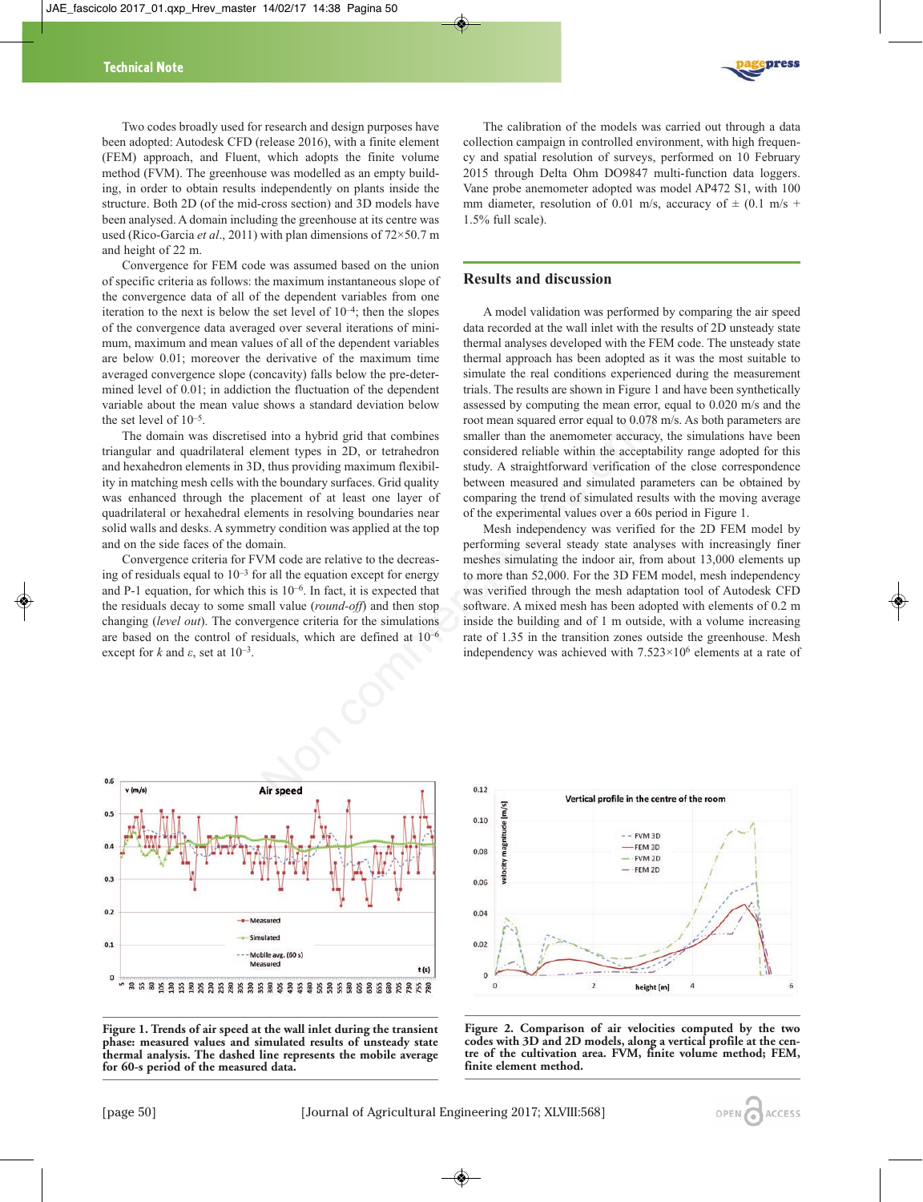Two codes broadly used for research and design purposes have been adopted: Autodesk CFD (release 2016), with a finite element (FEM) approach, and Fluent, which adopts the finite volume method (FVM). The greenhouse was modelled as an empty building, in order to obtain results independently on plants inside the structure. Both 2D (of the mid-cross section) and 3D models have been analysed. A domain including the greenhouse at its centre was used (Rico-Garcia *et al.*, 2011) with plan dimensions of 72×50.7 m and height of 22 m.

Convergence for FEM code was assumed based on the union of specific criteria as follows: the maximum instantaneous slope of the convergence data of all of the dependent variables from one iteration to the next is below the set level of $10^{-4}$; then the slopes of the convergence data averaged over several iterations of minimum, maximum and mean values of all of the dependent variables are below 0.01; moreover the derivative of the maximum time averaged convergence slope (concavity) falls below the pre-determined level of 0.01; in addiction the fluctuation of the dependent variable about the mean value shows a standard deviation below the set level of $10^{-5}$.

The domain was discretised into a hybrid grid that combines triangular and quadrilateral element types in 2D, or tetrahedron and hexahedron elements in 3D, thus providing maximum flexibility in matching mesh cells with the boundary surfaces. Grid quality was enhanced through the placement of at least one layer of quadrilateral or hexahedral elements in resolving boundaries near solid walls and desks. A symmetry condition was applied at the top and on the side faces of the domain.

Convergence criteria for FVM code are relative to the decreasing of residuals equal to $10^{-3}$ for all the equation except for energy and P-1 equation, for which this is $10^{-6}$. In fact, it is expected that the residuals decay to some small value (*round-off*) and then stop changing (*level out*). The convergence criteria for the simulations are based on the control of residuals, which are defined at $10^{-6}$ except for $k$ and $\varepsilon$, set at $10^{-3}$.

The calibration of the models was carried out through a data collection campaign in controlled environment, with high frequency and spatial resolution of surveys, performed on 10 February 2015 through Delta Ohm DO9847 multi-function data loggers. Vane probe anemometer adopted was model AP472 S1, with 100 mm diameter, resolution of 0.01 m/s, accuracy of ± (0.1 m/s + 1.5% full scale).

## Results and discussion

A model validation was performed by comparing the air speed data recorded at the wall inlet with the results of 2D unsteady state thermal analyses developed with the FEM code. The unsteady state thermal approach has been adopted as it was the most suitable to simulate the real conditions experienced during the measurement trials. The results are shown in Figure 1 and have been synthetically assessed by computing the mean error, equal to 0.020 m/s and the root mean squared error equal to 0.078 m/s. As both parameters are smaller than the anemometer accuracy, the simulations have been considered reliable within the acceptability range adopted for this study. A straightforward verification of the close correspondence between measured and simulated parameters can be obtained by comparing the trend of simulated results with the moving average of the experimental values over a 60s period in Figure 1.

Mesh independency was verified for the 2D FEM model by performing several steady state analyses with increasingly finer meshes simulating the indoor air, from about 13,000 elements up to more than 52,000. For the 3D FEM model, mesh independency was verified through the mesh adaptation tool of Autodesk CFD software. A mixed mesh has been adopted with elements of 0.2 m inside the building and of 1 m outside, with a volume increasing rate of 1.35 in the transition zones outside the greenhouse. Mesh independency was achieved with 7.523×10$^{6}$ elements at a rate of

**Figure 1. Trends of air speed at the wall inlet during the transient phase: measured values and simulated results of unsteady state thermal analysis. The dashed line represents the mobile average for 60-s period of the measured data.**

**Figure 2. Comparison of air velocities computed by the two codes with 3D and 2D models, along a vertical profile at the centre of the cultivation area. FVM, finite volume method; FEM, finite element method.**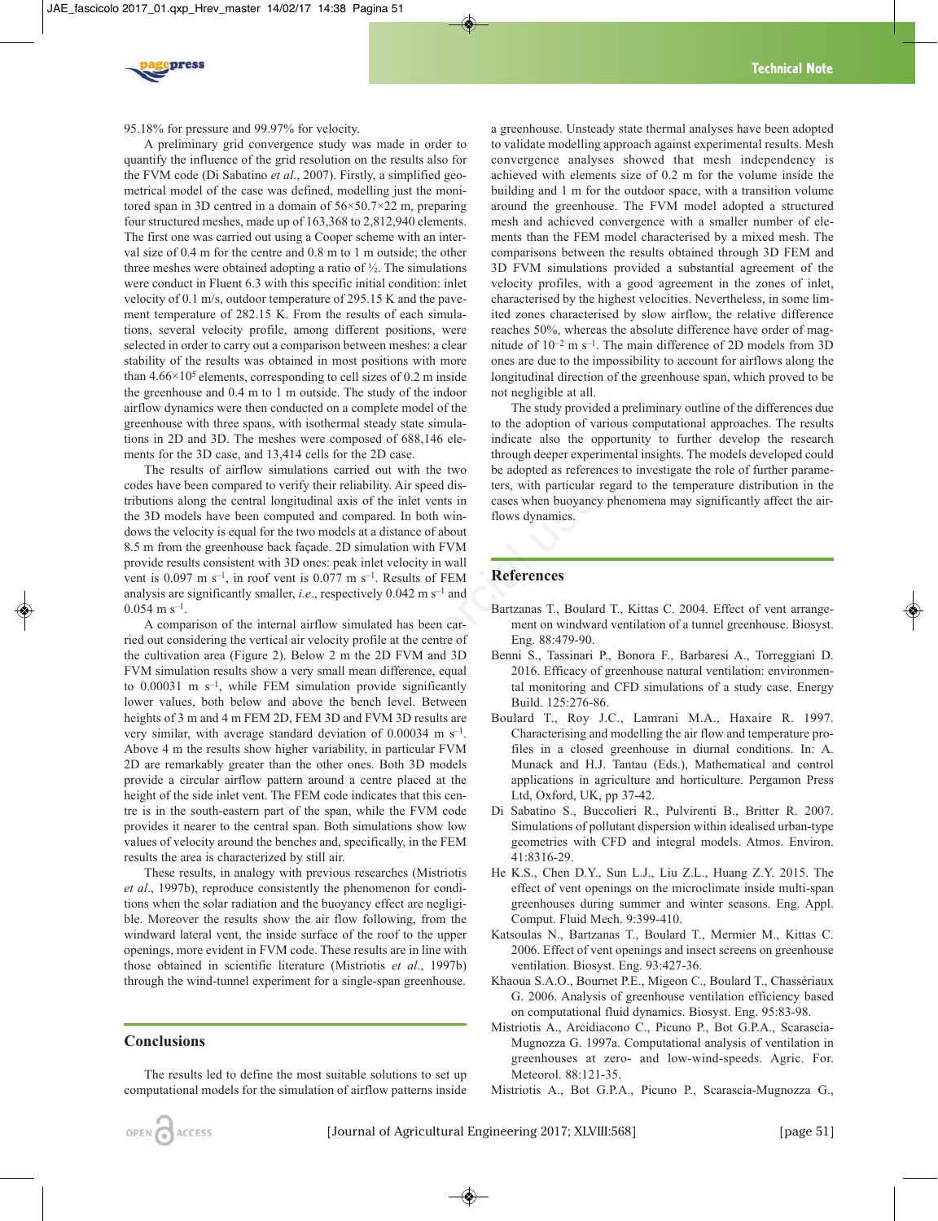95.18% for pressure and 99.97% for velocity.

A preliminary grid convergence study was made in order to quantify the influence of the grid resolution on the results also for the FVM code (Di Sabatino *et al*., 2007). Firstly, a simplified geometrical model of the case was defined, modelling just the monitored span in 3D centred in a domain of 56×50.7×22 m, preparing four structured meshes, made up of 163,368 to 2,812,940 elements. The first one was carried out using a Cooper scheme with an interval size of 0.4 m for the centre and 0.8 m to 1 m outside; the other three meshes were obtained adopting a ratio of ½. The simulations were conduct in Fluent 6.3 with this specific initial condition: inlet velocity of 0.1 m/s, outdoor temperature of 295.15 K and the pavement temperature of 282.15 K. From the results of each simulations, several velocity profile, among different positions, were selected in order to carry out a comparison between meshes: a clear stability of the results was obtained in most positions with more than $4.66{\times}10^5$ elements, corresponding to cell sizes of 0.2 m inside the greenhouse and 0.4 m to 1 m outside. The study of the indoor airflow dynamics were then conducted on a complete model of the greenhouse with three spans, with isothermal steady state simulations in 2D and 3D. The meshes were composed of 688,146 elements for the 3D case, and 13,414 cells for the 2D case.

The results of airflow simulations carried out with the two codes have been compared to verify their reliability. Air speed distributions along the central longitudinal axis of the inlet vents in the 3D models have been computed and compared. In both windows the velocity is equal for the two models at a distance of about 8.5 m from the greenhouse back façade. 2D simulation with FVM provide results consistent with 3D ones: peak inlet velocity in wall vent is 0.097 m $s^{-1}$, in roof vent is 0.077 m $s^{-1}$. Results of FEM analysis are significantly smaller, *i.e*., respectively 0.042 m $s^{-1}$ and 0.054 m $s^{-1}$.

A comparison of the internal airflow simulated has been carried out considering the vertical air velocity profile at the centre of the cultivation area (Figure 2). Below 2 m the 2D FVM and 3D FVM simulation results show a very small mean difference, equal to 0.00031 m $s^{-1}$, while FEM simulation provide significantly lower values, both below and above the bench level. Between heights of 3 m and 4 m FEM 2D, FEM 3D and FVM 3D results are very similar, with average standard deviation of 0.00034 m $s^{-1}$. Above 4 m the results show higher variability, in particular FVM 2D are remarkably greater than the other ones. Both 3D models provide a circular airflow pattern around a centre placed at the height of the side inlet vent. The FEM code indicates that this centre is in the south-eastern part of the span, while the FVM code provides it nearer to the central span. Both simulations show low values of velocity around the benches and, specifically, in the FEM results the area is characterized by still air.

These results, in analogy with previous researches (Mistriotis *et al*., 1997b), reproduce consistently the phenomenon for conditions when the solar radiation and the buoyancy effect are negligible. Moreover the results show the air flow following, from the windward lateral vent, the inside surface of the roof to the upper openings, more evident in FVM code. These results are in line with those obtained in scientific literature (Mistriotis *et al*., 1997b) through the wind-tunnel experiment for a single-span greenhouse.

## Conclusions

The results led to define the most suitable solutions to set up computational models for the simulation of airflow patterns inside a greenhouse. Unsteady state thermal analyses have been adopted to validate modelling approach against experimental results. Mesh convergence analyses showed that mesh independency is achieved with elements size of 0.2 m for the volume inside the building and 1 m for the outdoor space, with a transition volume around the greenhouse. The FVM model adopted a structured mesh and achieved convergence with a smaller number of elements than the FEM model characterised by a mixed mesh. The comparisons between the results obtained through 3D FEM and 3D FVM simulations provided a substantial agreement of the velocity profiles, with a good agreement in the zones of inlet, characterised by the highest velocities. Nevertheless, in some limited zones characterised by slow airflow, the relative difference reaches 50%, whereas the absolute difference have order of magnitude of $10^{-2}$ m $s^{-1}$. The main difference of 2D models from 3D ones are due to the impossibility to account for airflows along the longitudinal direction of the greenhouse span, which proved to be not negligible at all.

The study provided a preliminary outline of the differences due to the adoption of various computational approaches. The results indicate also the opportunity to further develop the research through deeper experimental insights. The models developed could be adopted as references to investigate the role of further parameters, with particular regard to the temperature distribution in the cases when buoyancy phenomena may significantly affect the airflows dynamics.

## References

Bartzanas T., Boulard T., Kittas C. 2004. Effect of vent arrangement on windward ventilation of a tunnel greenhouse. Biosyst. Eng. 88:479-90.

Benni S., Tassinari P., Bonora F., Barbaresi A., Torreggiani D. 2016. Efficacy of greenhouse natural ventilation: environmental monitoring and CFD simulations of a study case. Energy Build. 125:276-86.

Boulard T., Roy J.C., Lamrani M.A., Haxaire R. 1997. Characterising and modelling the air flow and temperature profiles in a closed greenhouse in diurnal conditions. In: A. Munack and H.J. Tantau (Eds.), Mathematical and control applications in agriculture and horticulture. Pergamon Press Ltd, Oxford, UK, pp 37-42.

Di Sabatino S., Buccolieri R., Pulvirenti B., Britter R. 2007. Simulations of pollutant dispersion within idealised urban-type geometries with CFD and integral models. Atmos. Environ. 41:8316-29.

He K.S., Chen D.Y., Sun L.J., Liu Z.L., Huang Z.Y. 2015. The effect of vent openings on the microclimate inside multi-span greenhouses during summer and winter seasons. Eng. Appl. Comput. Fluid Mech. 9:399-410.

Katsoulas N., Bartzanas T., Boulard T., Mermier M., Kittas C. 2006. Effect of vent openings and insect screens on greenhouse ventilation. Biosyst. Eng. 93:427-36.

Khaoua S.A.O., Bournet P.E., Migeon C., Boulard T., Chassériaux G. 2006. Analysis of greenhouse ventilation efficiency based on computational fluid dynamics. Biosyst. Eng. 95:83-98.

Mistriotis A., Arcidiacono C., Picuno P., Bot G.P.A., Scarascia-Mugnozza G. 1997a. Computational analysis of ventilation in greenhouses at zero- and low-wind-speeds. Agric. For. Meteorol. 88:121-35.

Mistriotis A., Bot G.P.A., Picuno P., Scarascia-Mugnozza G.,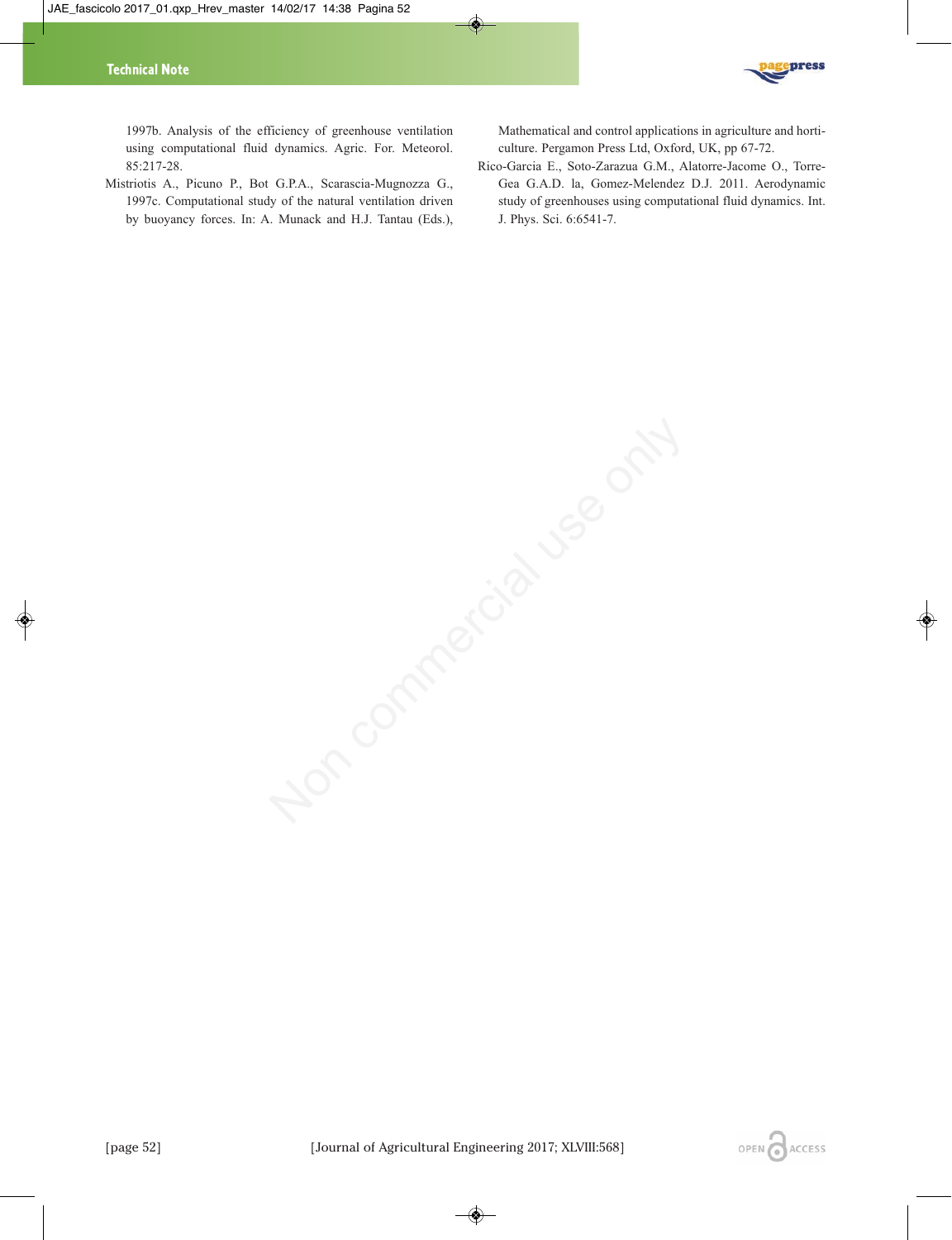1997b. Analysis of the efficiency of greenhouse ventilation using computational fluid dynamics. Agric. For. Meteorol. 85:217-28.

Mistriotis A., Picuno P., Bot G.P.A., Scarascia-Mugnozza G., 1997c. Computational study of the natural ventilation driven by buoyancy forces. In: A. Munack and H.J. Tantau (Eds.), Mathematical and control applications in agriculture and horticulture. Pergamon Press Ltd, Oxford, UK, pp 67-72.

Rico-Garcia E., Soto-Zarazua G.M., Alatorre-Jacome O., Torre-Gea G.A.D. la, Gomez-Melendez D.J. 2011. Aerodynamic study of greenhouses using computational fluid dynamics. Int. J. Phys. Sci. 6:6541-7.